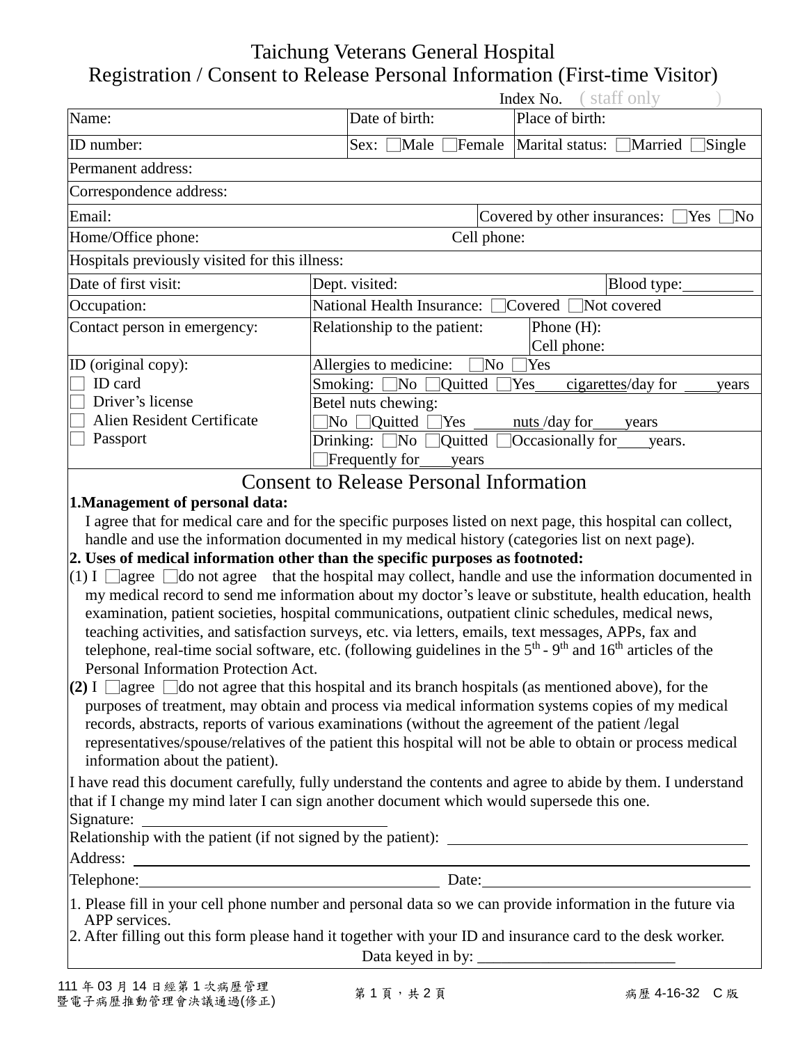# Taichung Veterans General Hospital

## Registration / Consent to Release Personal Information (First-time Visitor)

Index No. ( staff only )

| | | |
|---|---|---|
| Name: | Date of birth: | Place of birth: |
| ID number: | Sex: ☐Male ☐Female | Marital status: ☐Married ☐Single |
| Permanent address: | | |
| Correspondence address: | | |
| Email: | | Covered by other insurances: ☐Yes ☐No |
| Home/Office phone: | Cell phone: | |
| Hospitals previously visited for this illness: | | |
| Date of first visit: | Dept. visited: | Blood type:_________ |
| Occupation: | National Health Insurance: ☐Covered ☐Not covered | |
| Contact person in emergency: | Relationship to the patient: | Phone (H): Cell phone: |
| ID (original copy): ☐ ID card ☐ Driver's license ☐ Alien Resident Certificate ☐ Passport | Allergies to medicine: ☐No ☐Yes | |
| | Smoking: ☐No ☐Quitted ☐Yes ____cigarettes/day for ____years | |
| | Betel nuts chewing: ☐No ☐Quitted ☐Yes _____nuts /day for____years | |
| | Drinking: ☐No ☐Quitted ☐Occasionally for____years. ☐Frequently for____years | |

## Consent to Release Personal Information

**1.Management of personal data:**

I agree that for medical care and for the specific purposes listed on next page, this hospital can collect, handle and use the information documented in my medical history (categories list on next page).

**2. Uses of medical information other than the specific purposes as footnoted:**

(1) I ☐agree ☐do not agree that the hospital may collect, handle and use the information documented in my medical record to send me information about my doctor's leave or substitute, health education, health examination, patient societies, hospital communications, outpatient clinic schedules, medical news, teaching activities, and satisfaction surveys, etc. via letters, emails, text messages, APPs, fax and telephone, real-time social software, etc. (following guidelines in the 5th - 9th and 16th articles of the Personal Information Protection Act.

**(2)** I ☐agree ☐do not agree that this hospital and its branch hospitals (as mentioned above), for the purposes of treatment, may obtain and process via medical information systems copies of my medical records, abstracts, reports of various examinations (without the agreement of the patient /legal representatives/spouse/relatives of the patient this hospital will not be able to obtain or process medical information about the patient).

I have read this document carefully, fully understand the contents and agree to abide by them. I understand that if I change my mind later I can sign another document which would supersede this one.

Signature: ______________________________

Relationship with the patient (if not signed by the patient): ______________________________

Address: ______________________________

Telephone: ______________________________ Date: ______________________________

1. Please fill in your cell phone number and personal data so we can provide information in the future via APP services.
2. After filling out this form please hand it together with your ID and insurance card to the desk worker.

Data keyed in by: ________________________

111 年 03 月 14 日經第 1 次病歷管理暨電子病歷推動管理會決議通過(修正)

病歷 4-16-32 C 版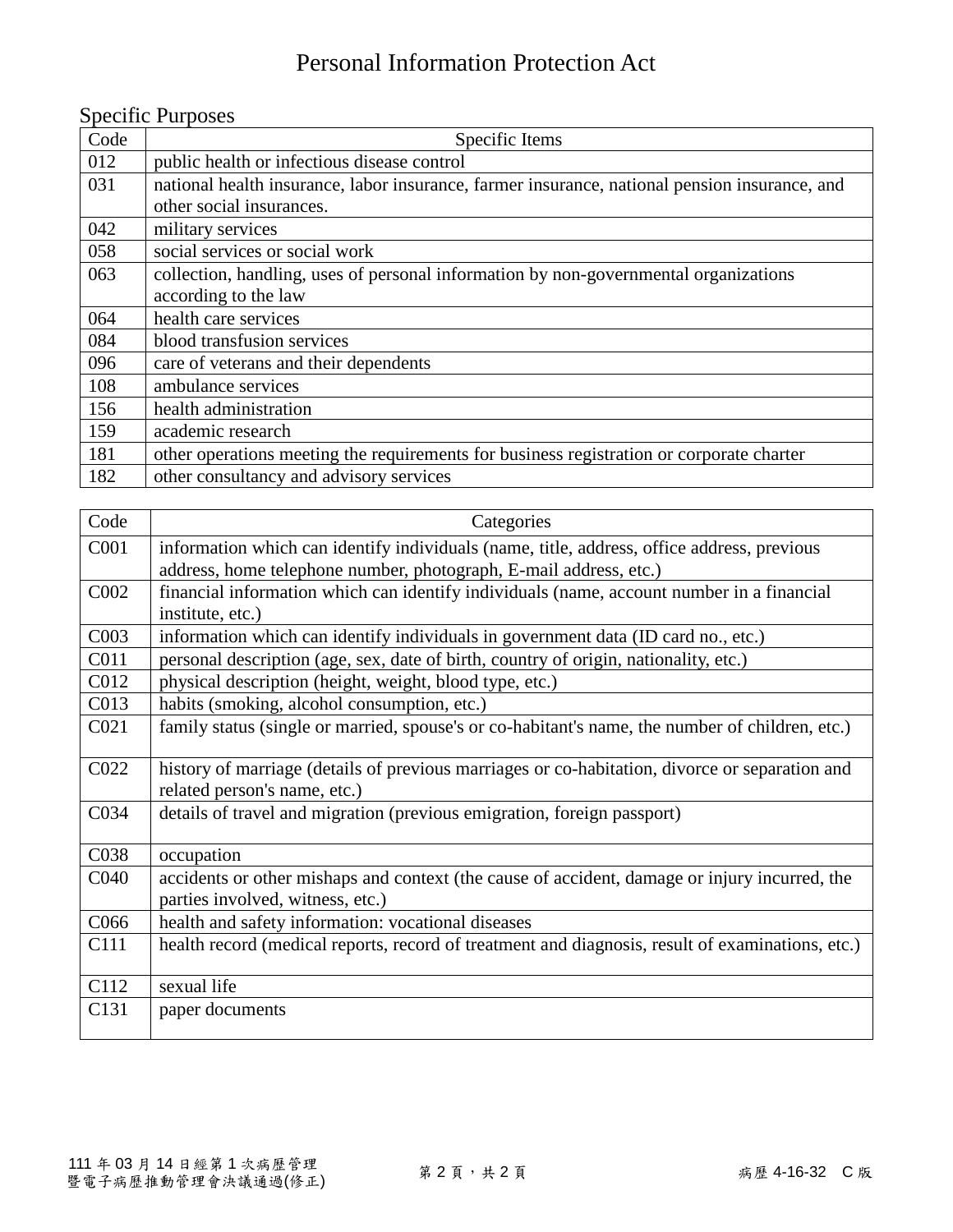# Personal Information Protection Act

Specific Purposes

| Code | Specific Items |
| --- | --- |
| 012 | public health or infectious disease control |
| 031 | national health insurance, labor insurance, farmer insurance, national pension insurance, and other social insurances. |
| 042 | military services |
| 058 | social services or social work |
| 063 | collection, handling, uses of personal information by non-governmental organizations according to the law |
| 064 | health care services |
| 084 | blood transfusion services |
| 096 | care of veterans and their dependents |
| 108 | ambulance services |
| 156 | health administration |
| 159 | academic research |
| 181 | other operations meeting the requirements for business registration or corporate charter |
| 182 | other consultancy and advisory services |

| Code | Categories |
| --- | --- |
| C001 | information which can identify individuals (name, title, address, office address, previous address, home telephone number, photograph, E-mail address, etc.) |
| C002 | financial information which can identify individuals (name, account number in a financial institute, etc.) |
| C003 | information which can identify individuals in government data (ID card no., etc.) |
| C011 | personal description (age, sex, date of birth, country of origin, nationality, etc.) |
| C012 | physical description (height, weight, blood type, etc.) |
| C013 | habits (smoking, alcohol consumption, etc.) |
| C021 | family status (single or married, spouse's or co-habitant's name, the number of children, etc.) |
| C022 | history of marriage (details of previous marriages or co-habitation, divorce or separation and related person's name, etc.) |
| C034 | details of travel and migration (previous emigration, foreign passport) |
| C038 | occupation |
| C040 | accidents or other mishaps and context (the cause of accident, damage or injury incurred, the parties involved, witness, etc.) |
| C066 | health and safety information: vocational diseases |
| C111 | health record (medical reports, record of treatment and diagnosis, result of examinations, etc.) |
| C112 | sexual life |
| C131 | paper documents |

111 年 03 月 14 日經第 1 次病歷管理暨電子病歷推動管理會決議通過(修正)

病歷 4-16-32　C 版